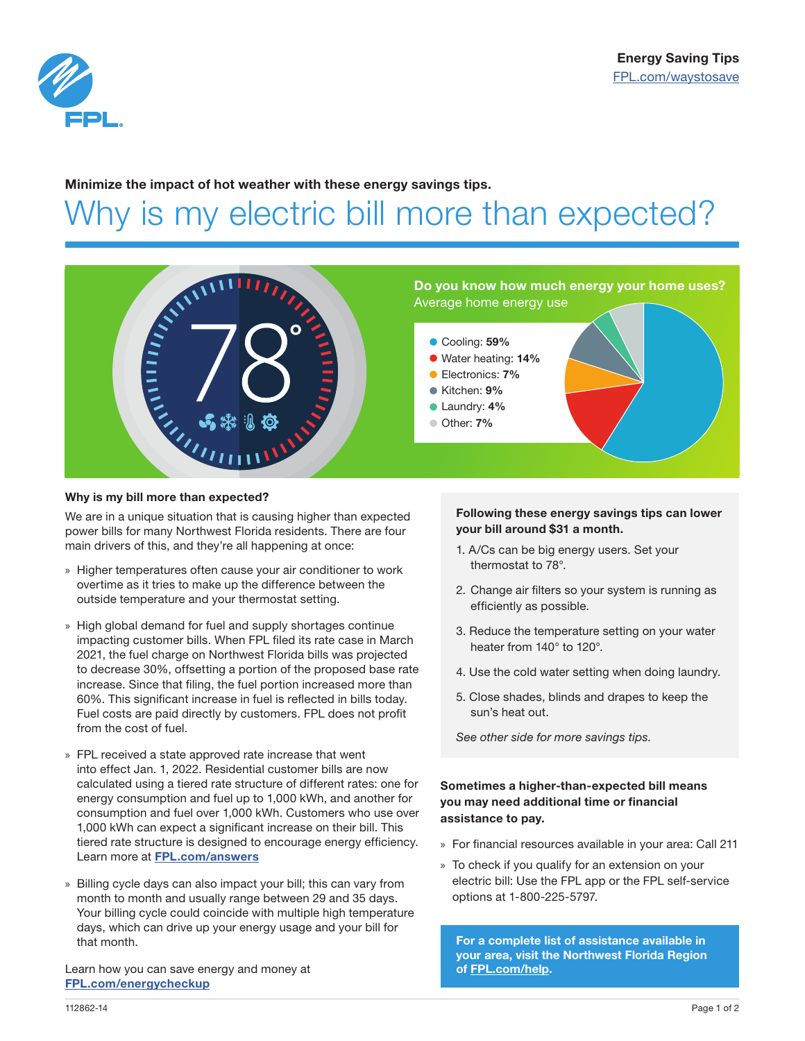**Energy Saving Tips**
FPL.com/waystosave

**Minimize the impact of hot weather with these energy savings tips.**

# Why is my electric bill more than expected?

78°

**Do you know how much energy your home uses?**
Average home energy use

- Cooling: **59%**
- Water heating: **14%**
- Electronics: **7%**
- Kitchen: **9%**
- Laundry: **4%**
- Other: **7%**

### Why is my bill more than expected?

We are in a unique situation that is causing higher than expected power bills for many Northwest Florida residents. There are four main drivers of this, and they're all happening at once:

- Higher temperatures often cause your air conditioner to work overtime as it tries to make up the difference between the outside temperature and your thermostat setting.
- High global demand for fuel and supply shortages continue impacting customer bills. When FPL filed its rate case in March 2021, the fuel charge on Northwest Florida bills was projected to decrease 30%, offsetting a portion of the proposed base rate increase. Since that filing, the fuel portion increased more than 60%. This significant increase in fuel is reflected in bills today. Fuel costs are paid directly by customers. FPL does not profit from the cost of fuel.
- FPL received a state approved rate increase that went into effect Jan. 1, 2022. Residential customer bills are now calculated using a tiered rate structure of different rates: one for energy consumption and fuel up to 1,000 kWh, and another for consumption and fuel over 1,000 kWh. Customers who use over 1,000 kWh can expect a significant increase on their bill. This tiered rate structure is designed to encourage energy efficiency. Learn more at **FPL.com/answers**
- Billing cycle days can also impact your bill; this can vary from month to month and usually range between 29 and 35 days. Your billing cycle could coincide with multiple high temperature days, which can drive up your energy usage and your bill for that month.

Learn how you can save energy and money at **FPL.com/energycheckup**

**Following these energy savings tips can lower your bill around $31 a month.**

1. A/Cs can be big energy users. Set your thermostat to 78°.
2. Change air filters so your system is running as efficiently as possible.
3. Reduce the temperature setting on your water heater from 140° to 120°.
4. Use the cold water setting when doing laundry.
5. Close shades, blinds and drapes to keep the sun's heat out.

*See other side for more savings tips.*

**Sometimes a higher-than-expected bill means you may need additional time or financial assistance to pay.**

- For financial resources available in your area: Call 211
- To check if you qualify for an extension on your electric bill: Use the FPL app or the FPL self-service options at 1-800-225-5797.

**For a complete list of assistance available in your area, visit the Northwest Florida Region of FPL.com/help.**

112862-14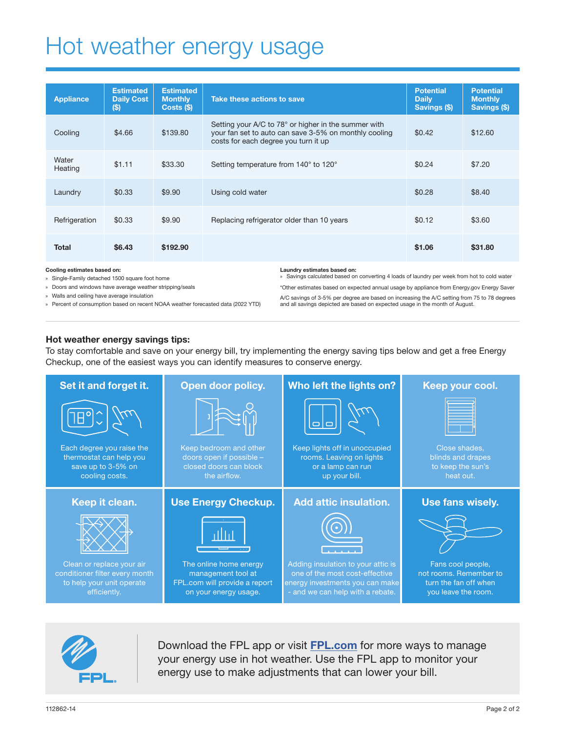# Hot weather energy usage

| Appliance | Estimated Daily Cost ($) | Estimated Monthly Costs ($) | Take these actions to save | Potential Daily Savings ($) | Potential Monthly Savings ($) |
|---|---|---|---|---|---|
| Cooling | $4.66 | $139.80 | Setting your A/C to 78° or higher in the summer with your fan set to auto can save 3-5% on monthly cooling costs for each degree you turn it up | $0.42 | $12.60 |
| Water Heating | $1.11 | $33.30 | Setting temperature from 140° to 120° | $0.24 | $7.20 |
| Laundry | $0.33 | $9.90 | Using cold water | $0.28 | $8.40 |
| Refrigeration | $0.33 | $9.90 | Replacing refrigerator older than 10 years | $0.12 | $3.60 |
| **Total** | **$6.43** | **$192.90** | | **$1.06** | **$31.80** |

**Cooling estimates based on:**

» Single-Family detached 1500 square foot home

» Doors and windows have average weather stripping/seals

» Walls and ceiling have average insulation

» Percent of consumption based on recent NOAA weather forecasted data (2022 YTD)

**Laundry estimates based on:**

» Savings calculated based on converting 4 loads of laundry per week from hot to cold water

*Other estimates based on expected annual usage by appliance from Energy.gov Energy Saver

A/C savings of 3-5% per degree are based on increasing the A/C setting from 75 to 78 degrees and all savings depicted are based on expected usage in the month of August.

### Hot weather energy savings tips:

To stay comfortable and save on your energy bill, try implementing the energy saving tips below and get a free Energy Checkup, one of the easiest ways you can identify measures to conserve energy.

**Set it and forget it.**
Each degree you raise the thermostat can help you save up to 3-5% on cooling costs.

**Open door policy.**
Keep bedroom and other doors open if possible – closed doors can block the airflow.

**Who left the lights on?**
Keep lights off in unoccupied rooms. Leaving on lights or a lamp can run up your bill.

**Keep your cool.**
Close shades, blinds and drapes to keep the sun's heat out.

**Keep it clean.**
Clean or replace your air conditioner filter every month to help your unit operate efficiently.

**Use Energy Checkup.**
The online home energy management tool at FPL.com will provide a report on your energy usage.

**Add attic insulation.**
Adding insulation to your attic is one of the most cost-effective energy investments you can make - and we can help with a rebate.

**Use fans wisely.**
Fans cool people, not rooms. Remember to turn the fan off when you leave the room.

FPL.

Download the FPL app or visit **FPL.com** for more ways to manage your energy use in hot weather. Use the FPL app to monitor your energy use to make adjustments that can lower your bill.

112862-14